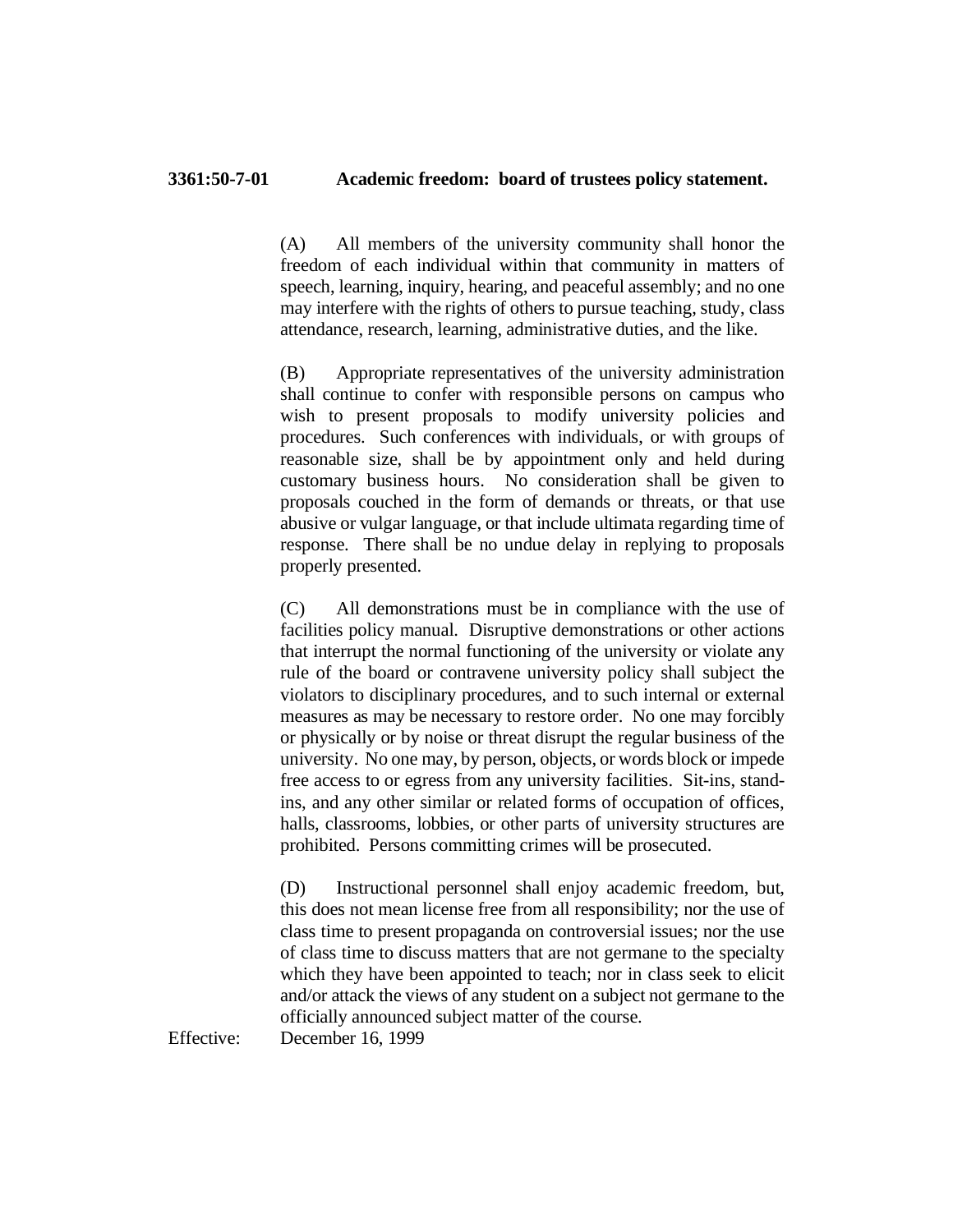**3361:50-7-01 Academic freedom: board of trustees policy statement.**

(A) All members of the university community shall honor the freedom of each individual within that community in matters of speech, learning, inquiry, hearing, and peaceful assembly; and no one may interfere with the rights of others to pursue teaching, study, class attendance, research, learning, administrative duties, and the like.

(B) Appropriate representatives of the university administration shall continue to confer with responsible persons on campus who wish to present proposals to modify university policies and procedures. Such conferences with individuals, or with groups of reasonable size, shall be by appointment only and held during customary business hours. No consideration shall be given to proposals couched in the form of demands or threats, or that use abusive or vulgar language, or that include ultimata regarding time of response. There shall be no undue delay in replying to proposals properly presented.

(C) All demonstrations must be in compliance with the use of facilities policy manual. Disruptive demonstrations or other actions that interrupt the normal functioning of the university or violate any rule of the board or contravene university policy shall subject the violators to disciplinary procedures, and to such internal or external measures as may be necessary to restore order. No one may forcibly or physically or by noise or threat disrupt the regular business of the university. No one may, by person, objects, or words block or impede free access to or egress from any university facilities. Sit-ins, stand-ins, and any other similar or related forms of occupation of offices, halls, classrooms, lobbies, or other parts of university structures are prohibited. Persons committing crimes will be prosecuted.

(D) Instructional personnel shall enjoy academic freedom, but, this does not mean license free from all responsibility; nor the use of class time to present propaganda on controversial issues; nor the use of class time to discuss matters that are not germane to the specialty which they have been appointed to teach; nor in class seek to elicit and/or attack the views of any student on a subject not germane to the officially announced subject matter of the course.

Effective: December 16, 1999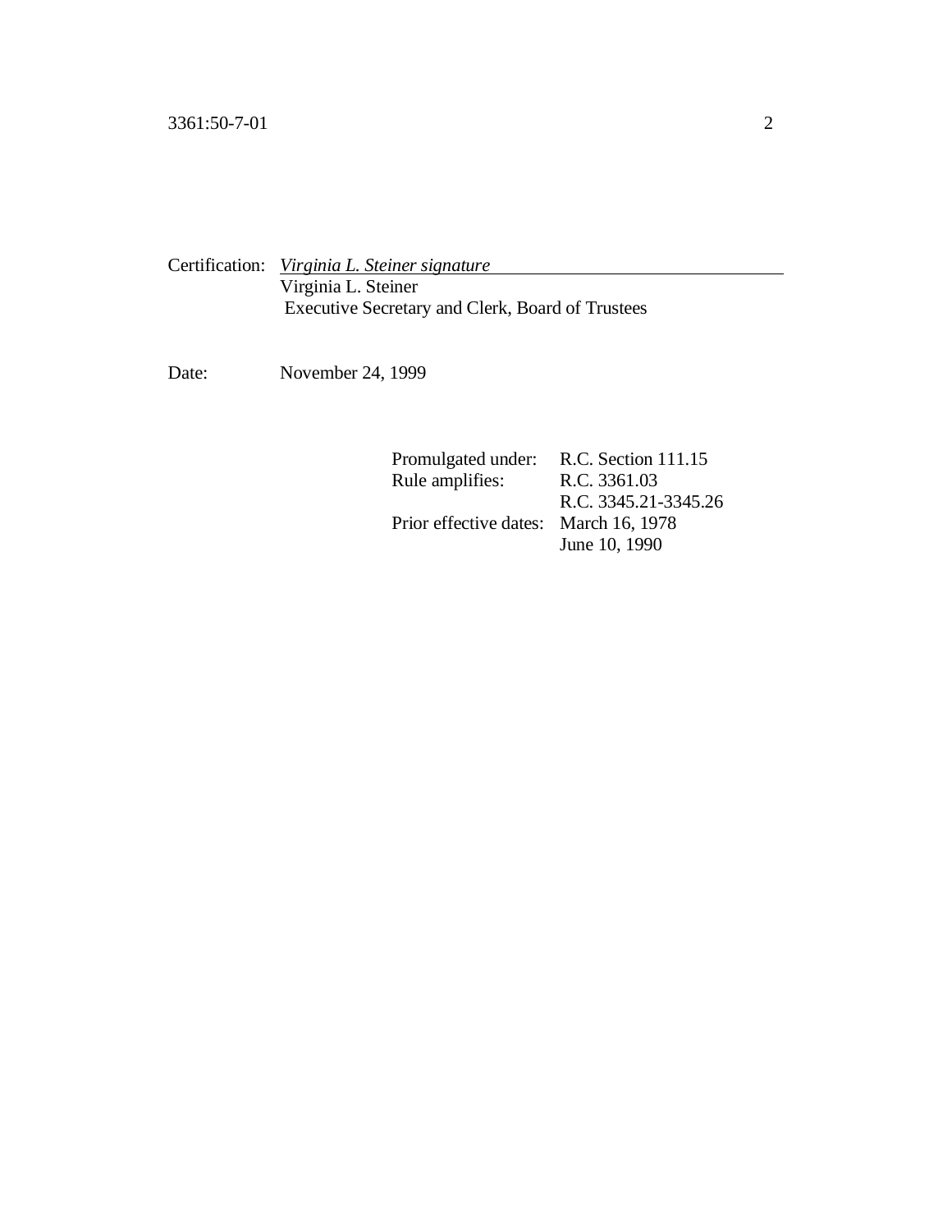Certification: *Virginia L. Steiner signature*

Virginia L. Steiner
Executive Secretary and Clerk, Board of Trustees

Date: November 24, 1999

| | |
|---|---|
| Promulgated under: | R.C. Section 111.15 |
| Rule amplifies: | R.C. 3361.03 |
| | R.C. 3345.21-3345.26 |
| Prior effective dates: | March 16, 1978 |
| | June 10, 1990 |